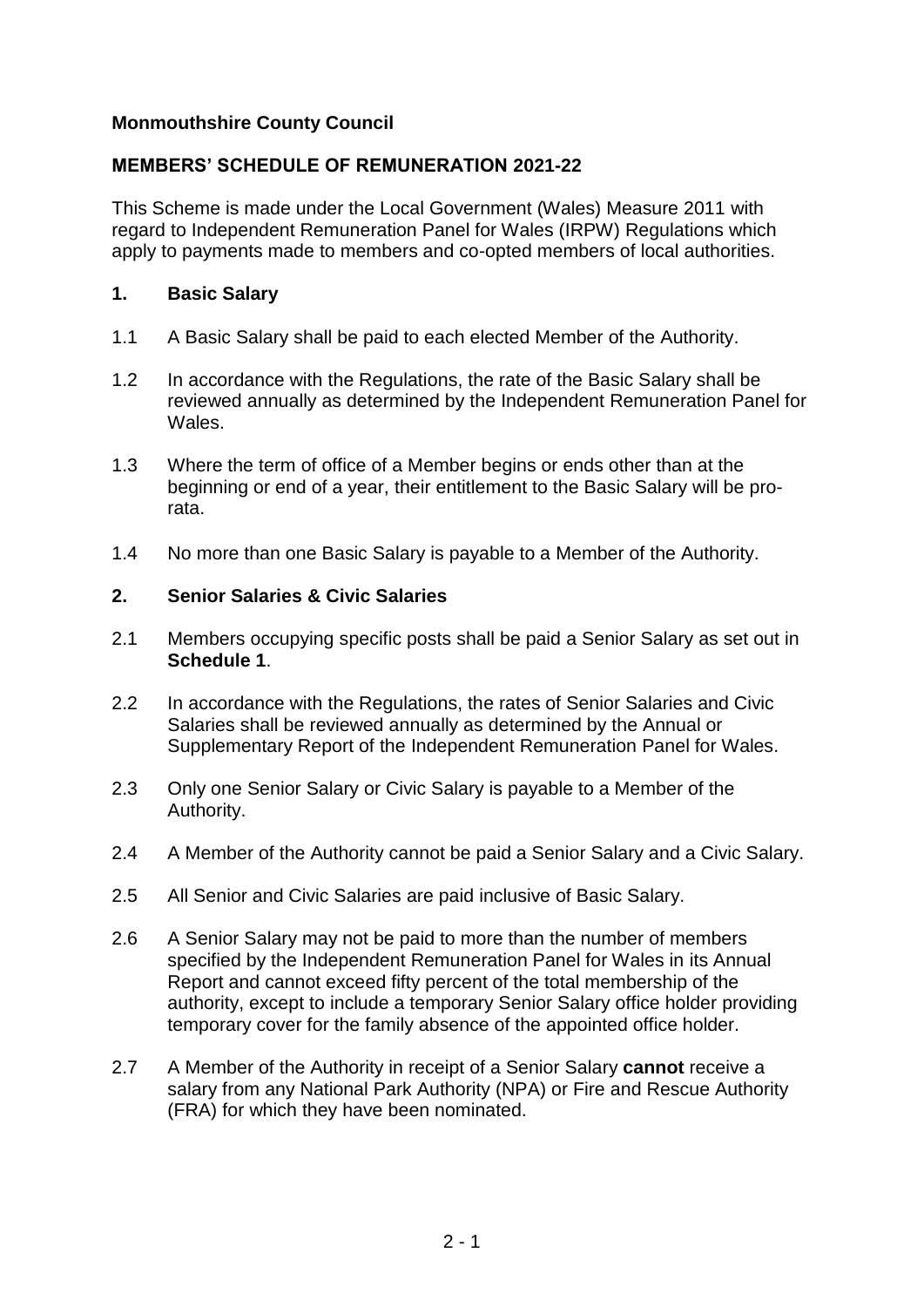**Monmouthshire County Council**

**MEMBERS' SCHEDULE OF REMUNERATION 2021-22**

This Scheme is made under the Local Government (Wales) Measure 2011 with regard to Independent Remuneration Panel for Wales (IRPW) Regulations which apply to payments made to members and co-opted members of local authorities.

## 1. Basic Salary

1.1 A Basic Salary shall be paid to each elected Member of the Authority.

1.2 In accordance with the Regulations, the rate of the Basic Salary shall be reviewed annually as determined by the Independent Remuneration Panel for Wales.

1.3 Where the term of office of a Member begins or ends other than at the beginning or end of a year, their entitlement to the Basic Salary will be pro-rata.

1.4 No more than one Basic Salary is payable to a Member of the Authority.

## 2. Senior Salaries & Civic Salaries

2.1 Members occupying specific posts shall be paid a Senior Salary as set out in **Schedule 1**.

2.2 In accordance with the Regulations, the rates of Senior Salaries and Civic Salaries shall be reviewed annually as determined by the Annual or Supplementary Report of the Independent Remuneration Panel for Wales.

2.3 Only one Senior Salary or Civic Salary is payable to a Member of the Authority.

2.4 A Member of the Authority cannot be paid a Senior Salary and a Civic Salary.

2.5 All Senior and Civic Salaries are paid inclusive of Basic Salary.

2.6 A Senior Salary may not be paid to more than the number of members specified by the Independent Remuneration Panel for Wales in its Annual Report and cannot exceed fifty percent of the total membership of the authority, except to include a temporary Senior Salary office holder providing temporary cover for the family absence of the appointed office holder.

2.7 A Member of the Authority in receipt of a Senior Salary **cannot** receive a salary from any National Park Authority (NPA) or Fire and Rescue Authority (FRA) for which they have been nominated.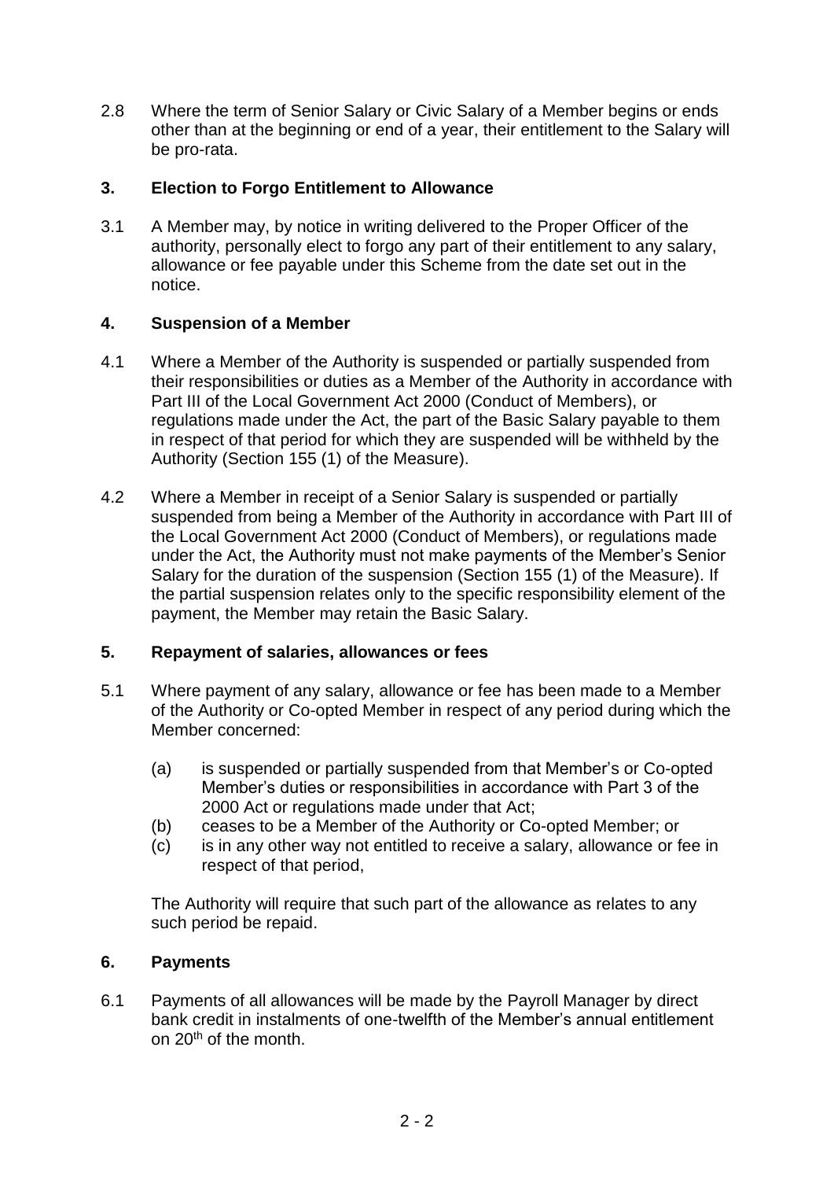2.8 Where the term of Senior Salary or Civic Salary of a Member begins or ends other than at the beginning or end of a year, their entitlement to the Salary will be pro-rata.

## 3. Election to Forgo Entitlement to Allowance

3.1 A Member may, by notice in writing delivered to the Proper Officer of the authority, personally elect to forgo any part of their entitlement to any salary, allowance or fee payable under this Scheme from the date set out in the notice.

## 4. Suspension of a Member

4.1 Where a Member of the Authority is suspended or partially suspended from their responsibilities or duties as a Member of the Authority in accordance with Part III of the Local Government Act 2000 (Conduct of Members), or regulations made under the Act, the part of the Basic Salary payable to them in respect of that period for which they are suspended will be withheld by the Authority (Section 155 (1) of the Measure).

4.2 Where a Member in receipt of a Senior Salary is suspended or partially suspended from being a Member of the Authority in accordance with Part III of the Local Government Act 2000 (Conduct of Members), or regulations made under the Act, the Authority must not make payments of the Member's Senior Salary for the duration of the suspension (Section 155 (1) of the Measure). If the partial suspension relates only to the specific responsibility element of the payment, the Member may retain the Basic Salary.

## 5. Repayment of salaries, allowances or fees

5.1 Where payment of any salary, allowance or fee has been made to a Member of the Authority or Co-opted Member in respect of any period during which the Member concerned:

(a) is suspended or partially suspended from that Member's or Co-opted Member's duties or responsibilities in accordance with Part 3 of the 2000 Act or regulations made under that Act;
(b) ceases to be a Member of the Authority or Co-opted Member; or
(c) is in any other way not entitled to receive a salary, allowance or fee in respect of that period,

The Authority will require that such part of the allowance as relates to any such period be repaid.

## 6. Payments

6.1 Payments of all allowances will be made by the Payroll Manager by direct bank credit in instalments of one-twelfth of the Member's annual entitlement on 20th of the month.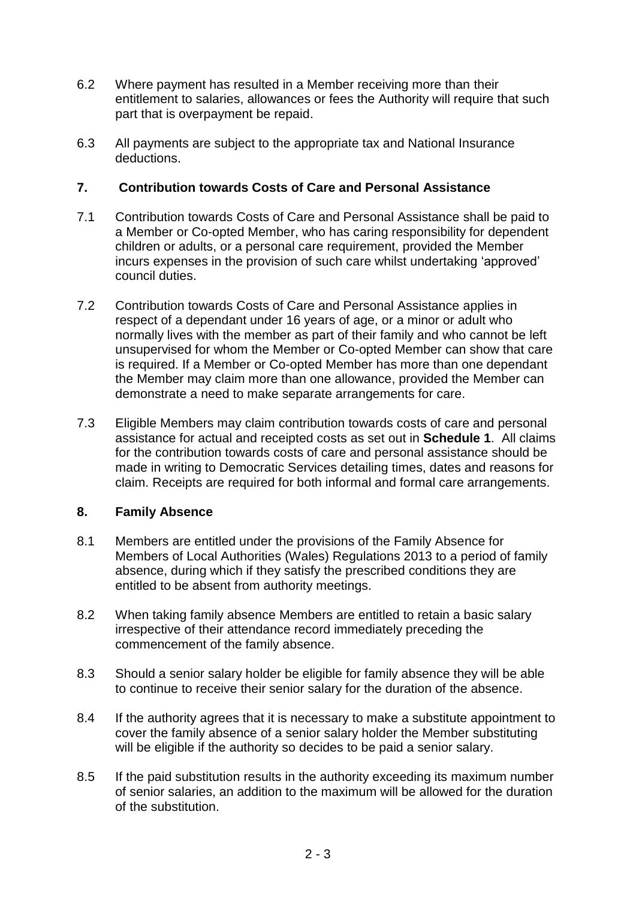6.2 Where payment has resulted in a Member receiving more than their entitlement to salaries, allowances or fees the Authority will require that such part that is overpayment be repaid.

6.3 All payments are subject to the appropriate tax and National Insurance deductions.

## 7. Contribution towards Costs of Care and Personal Assistance

7.1 Contribution towards Costs of Care and Personal Assistance shall be paid to a Member or Co-opted Member, who has caring responsibility for dependent children or adults, or a personal care requirement, provided the Member incurs expenses in the provision of such care whilst undertaking 'approved' council duties.

7.2 Contribution towards Costs of Care and Personal Assistance applies in respect of a dependant under 16 years of age, or a minor or adult who normally lives with the member as part of their family and who cannot be left unsupervised for whom the Member or Co-opted Member can show that care is required. If a Member or Co-opted Member has more than one dependant the Member may claim more than one allowance, provided the Member can demonstrate a need to make separate arrangements for care.

7.3 Eligible Members may claim contribution towards costs of care and personal assistance for actual and receipted costs as set out in **Schedule 1**. All claims for the contribution towards costs of care and personal assistance should be made in writing to Democratic Services detailing times, dates and reasons for claim. Receipts are required for both informal and formal care arrangements.

## 8. Family Absence

8.1 Members are entitled under the provisions of the Family Absence for Members of Local Authorities (Wales) Regulations 2013 to a period of family absence, during which if they satisfy the prescribed conditions they are entitled to be absent from authority meetings.

8.2 When taking family absence Members are entitled to retain a basic salary irrespective of their attendance record immediately preceding the commencement of the family absence.

8.3 Should a senior salary holder be eligible for family absence they will be able to continue to receive their senior salary for the duration of the absence.

8.4 If the authority agrees that it is necessary to make a substitute appointment to cover the family absence of a senior salary holder the Member substituting will be eligible if the authority so decides to be paid a senior salary.

8.5 If the paid substitution results in the authority exceeding its maximum number of senior salaries, an addition to the maximum will be allowed for the duration of the substitution.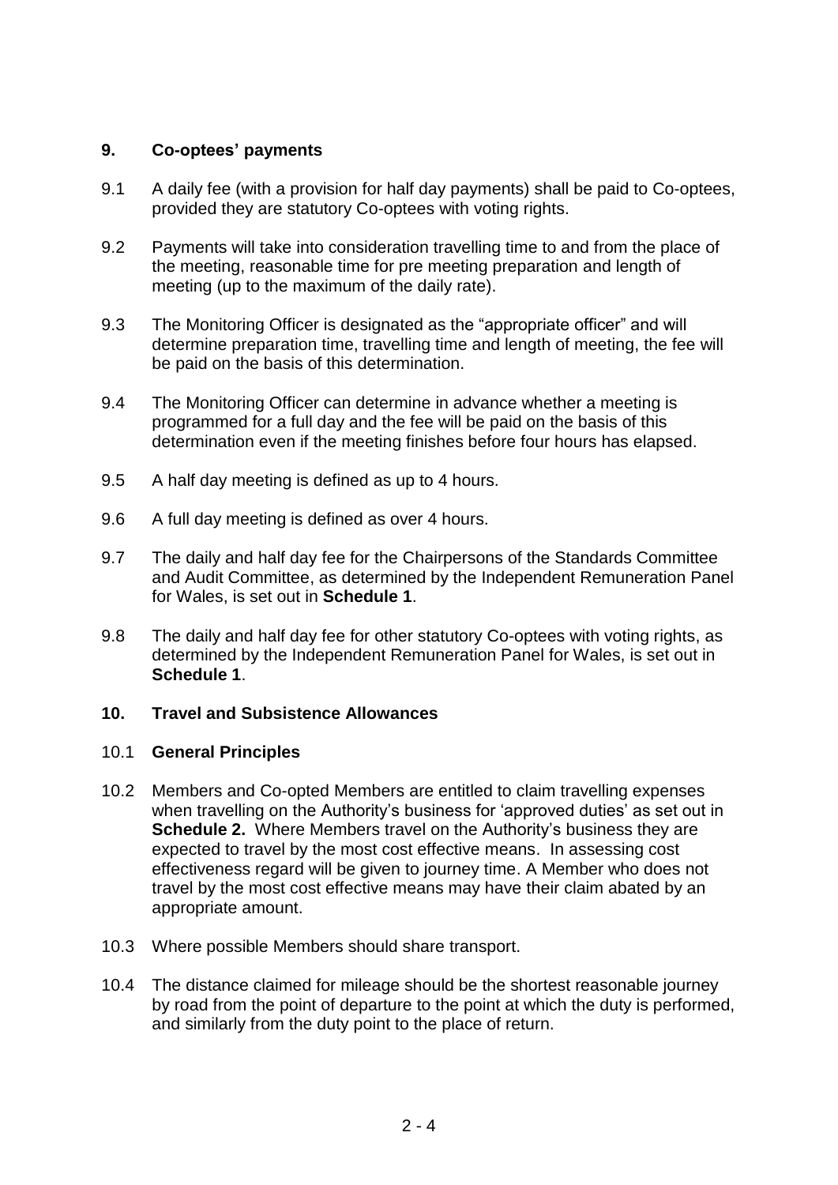## 9. Co-optees' payments

9.1 A daily fee (with a provision for half day payments) shall be paid to Co-optees, provided they are statutory Co-optees with voting rights.

9.2 Payments will take into consideration travelling time to and from the place of the meeting, reasonable time for pre meeting preparation and length of meeting (up to the maximum of the daily rate).

9.3 The Monitoring Officer is designated as the "appropriate officer" and will determine preparation time, travelling time and length of meeting, the fee will be paid on the basis of this determination.

9.4 The Monitoring Officer can determine in advance whether a meeting is programmed for a full day and the fee will be paid on the basis of this determination even if the meeting finishes before four hours has elapsed.

9.5 A half day meeting is defined as up to 4 hours.

9.6 A full day meeting is defined as over 4 hours.

9.7 The daily and half day fee for the Chairpersons of the Standards Committee and Audit Committee, as determined by the Independent Remuneration Panel for Wales, is set out in **Schedule 1**.

9.8 The daily and half day fee for other statutory Co-optees with voting rights, as determined by the Independent Remuneration Panel for Wales, is set out in **Schedule 1**.

## 10. Travel and Subsistence Allowances

### 10.1 General Principles

10.2 Members and Co-opted Members are entitled to claim travelling expenses when travelling on the Authority's business for 'approved duties' as set out in **Schedule 2.** Where Members travel on the Authority's business they are expected to travel by the most cost effective means. In assessing cost effectiveness regard will be given to journey time. A Member who does not travel by the most cost effective means may have their claim abated by an appropriate amount.

10.3 Where possible Members should share transport.

10.4 The distance claimed for mileage should be the shortest reasonable journey by road from the point of departure to the point at which the duty is performed, and similarly from the duty point to the place of return.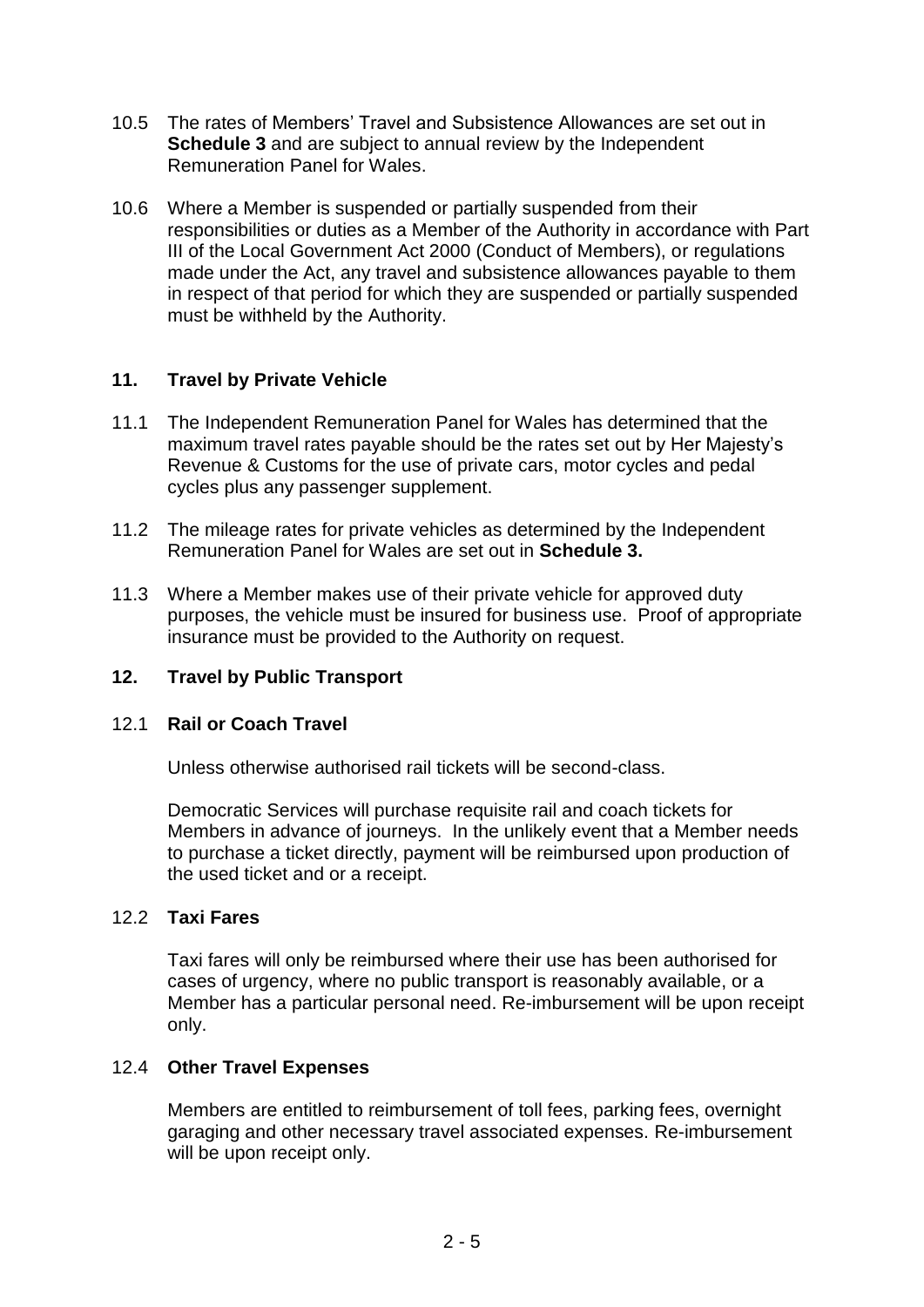10.5 The rates of Members' Travel and Subsistence Allowances are set out in **Schedule 3** and are subject to annual review by the Independent Remuneration Panel for Wales.

10.6 Where a Member is suspended or partially suspended from their responsibilities or duties as a Member of the Authority in accordance with Part III of the Local Government Act 2000 (Conduct of Members), or regulations made under the Act, any travel and subsistence allowances payable to them in respect of that period for which they are suspended or partially suspended must be withheld by the Authority.

## 11. Travel by Private Vehicle

11.1 The Independent Remuneration Panel for Wales has determined that the maximum travel rates payable should be the rates set out by Her Majesty's Revenue & Customs for the use of private cars, motor cycles and pedal cycles plus any passenger supplement.

11.2 The mileage rates for private vehicles as determined by the Independent Remuneration Panel for Wales are set out in **Schedule 3.**

11.3 Where a Member makes use of their private vehicle for approved duty purposes, the vehicle must be insured for business use. Proof of appropriate insurance must be provided to the Authority on request.

## 12. Travel by Public Transport

### 12.1 Rail or Coach Travel

Unless otherwise authorised rail tickets will be second-class.

Democratic Services will purchase requisite rail and coach tickets for Members in advance of journeys. In the unlikely event that a Member needs to purchase a ticket directly, payment will be reimbursed upon production of the used ticket and or a receipt.

### 12.2 Taxi Fares

Taxi fares will only be reimbursed where their use has been authorised for cases of urgency, where no public transport is reasonably available, or a Member has a particular personal need. Re-imbursement will be upon receipt only.

### 12.4 Other Travel Expenses

Members are entitled to reimbursement of toll fees, parking fees, overnight garaging and other necessary travel associated expenses. Re-imbursement will be upon receipt only.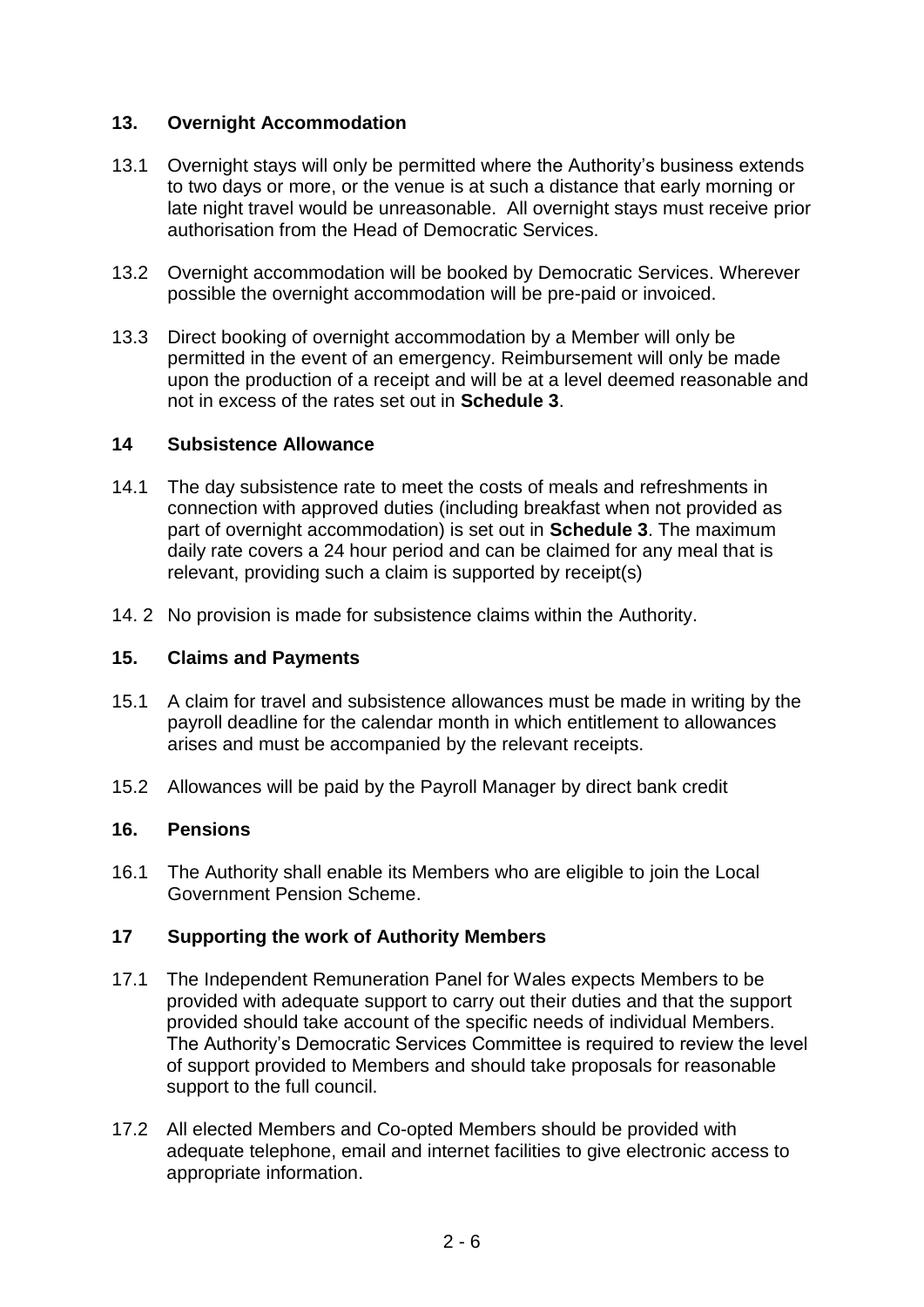## 13. Overnight Accommodation

13.1 Overnight stays will only be permitted where the Authority's business extends to two days or more, or the venue is at such a distance that early morning or late night travel would be unreasonable. All overnight stays must receive prior authorisation from the Head of Democratic Services.

13.2 Overnight accommodation will be booked by Democratic Services. Wherever possible the overnight accommodation will be pre-paid or invoiced.

13.3 Direct booking of overnight accommodation by a Member will only be permitted in the event of an emergency. Reimbursement will only be made upon the production of a receipt and will be at a level deemed reasonable and not in excess of the rates set out in **Schedule 3**.

## 14 Subsistence Allowance

14.1 The day subsistence rate to meet the costs of meals and refreshments in connection with approved duties (including breakfast when not provided as part of overnight accommodation) is set out in **Schedule 3**. The maximum daily rate covers a 24 hour period and can be claimed for any meal that is relevant, providing such a claim is supported by receipt(s)

14. 2 No provision is made for subsistence claims within the Authority.

## 15. Claims and Payments

15.1 A claim for travel and subsistence allowances must be made in writing by the payroll deadline for the calendar month in which entitlement to allowances arises and must be accompanied by the relevant receipts.

15.2 Allowances will be paid by the Payroll Manager by direct bank credit

## 16. Pensions

16.1 The Authority shall enable its Members who are eligible to join the Local Government Pension Scheme.

## 17 Supporting the work of Authority Members

17.1 The Independent Remuneration Panel for Wales expects Members to be provided with adequate support to carry out their duties and that the support provided should take account of the specific needs of individual Members. The Authority's Democratic Services Committee is required to review the level of support provided to Members and should take proposals for reasonable support to the full council.

17.2 All elected Members and Co-opted Members should be provided with adequate telephone, email and internet facilities to give electronic access to appropriate information.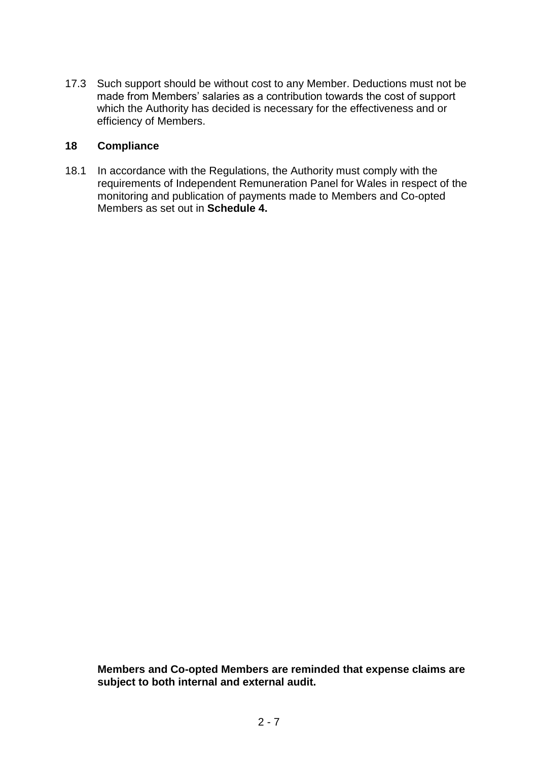17.3 Such support should be without cost to any Member. Deductions must not be made from Members' salaries as a contribution towards the cost of support which the Authority has decided is necessary for the effectiveness and or efficiency of Members.

## 18 Compliance

18.1 In accordance with the Regulations, the Authority must comply with the requirements of Independent Remuneration Panel for Wales in respect of the monitoring and publication of payments made to Members and Co-opted Members as set out in **Schedule 4.**

**Members and Co-opted Members are reminded that expense claims are subject to both internal and external audit.**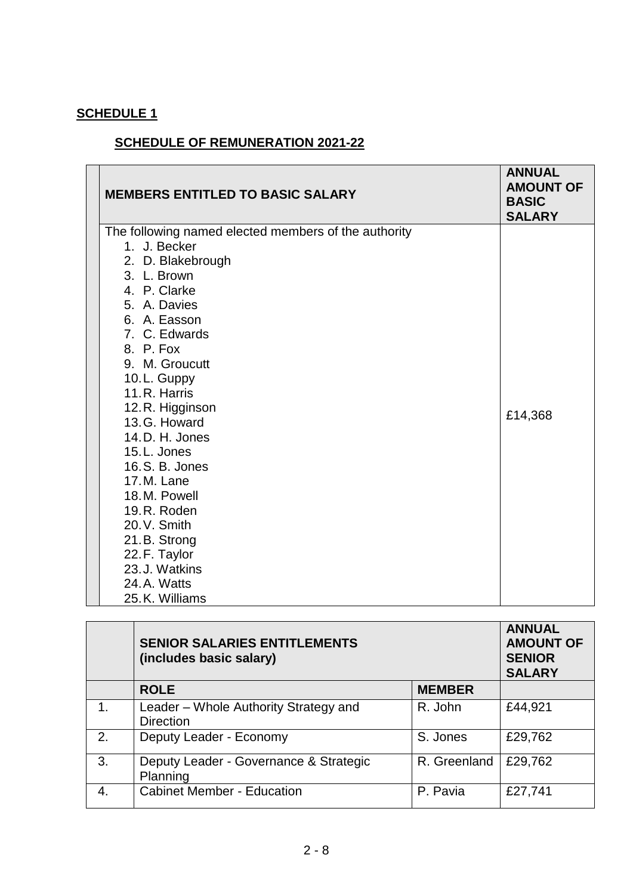**SCHEDULE 1**

**SCHEDULE OF REMUNERATION 2021-22**

| MEMBERS ENTITLED TO BASIC SALARY | ANNUAL AMOUNT OF BASIC SALARY |
|---|---|
| The following named elected members of the authority<br>1. J. Becker<br>2. D. Blakebrough<br>3. L. Brown<br>4. P. Clarke<br>5. A. Davies<br>6. A. Easson<br>7. C. Edwards<br>8. P. Fox<br>9. M. Groucutt<br>10. L. Guppy<br>11. R. Harris<br>12. R. Higginson<br>13. G. Howard<br>14. D. H. Jones<br>15. L. Jones<br>16. S. B. Jones<br>17. M. Lane<br>18. M. Powell<br>19. R. Roden<br>20. V. Smith<br>21. B. Strong<br>22. F. Taylor<br>23. J. Watkins<br>24. A. Watts<br>25. K. Williams | £14,368 |

| | SENIOR SALARIES ENTITLEMENTS (includes basic salary) | | ANNUAL AMOUNT OF SENIOR SALARY |
|---|---|---|---|
| | **ROLE** | **MEMBER** | |
| 1. | Leader – Whole Authority Strategy and Direction | R. John | £44,921 |
| 2. | Deputy Leader - Economy | S. Jones | £29,762 |
| 3. | Deputy Leader - Governance & Strategic Planning | R. Greenland | £29,762 |
| 4. | Cabinet Member - Education | P. Pavia | £27,741 |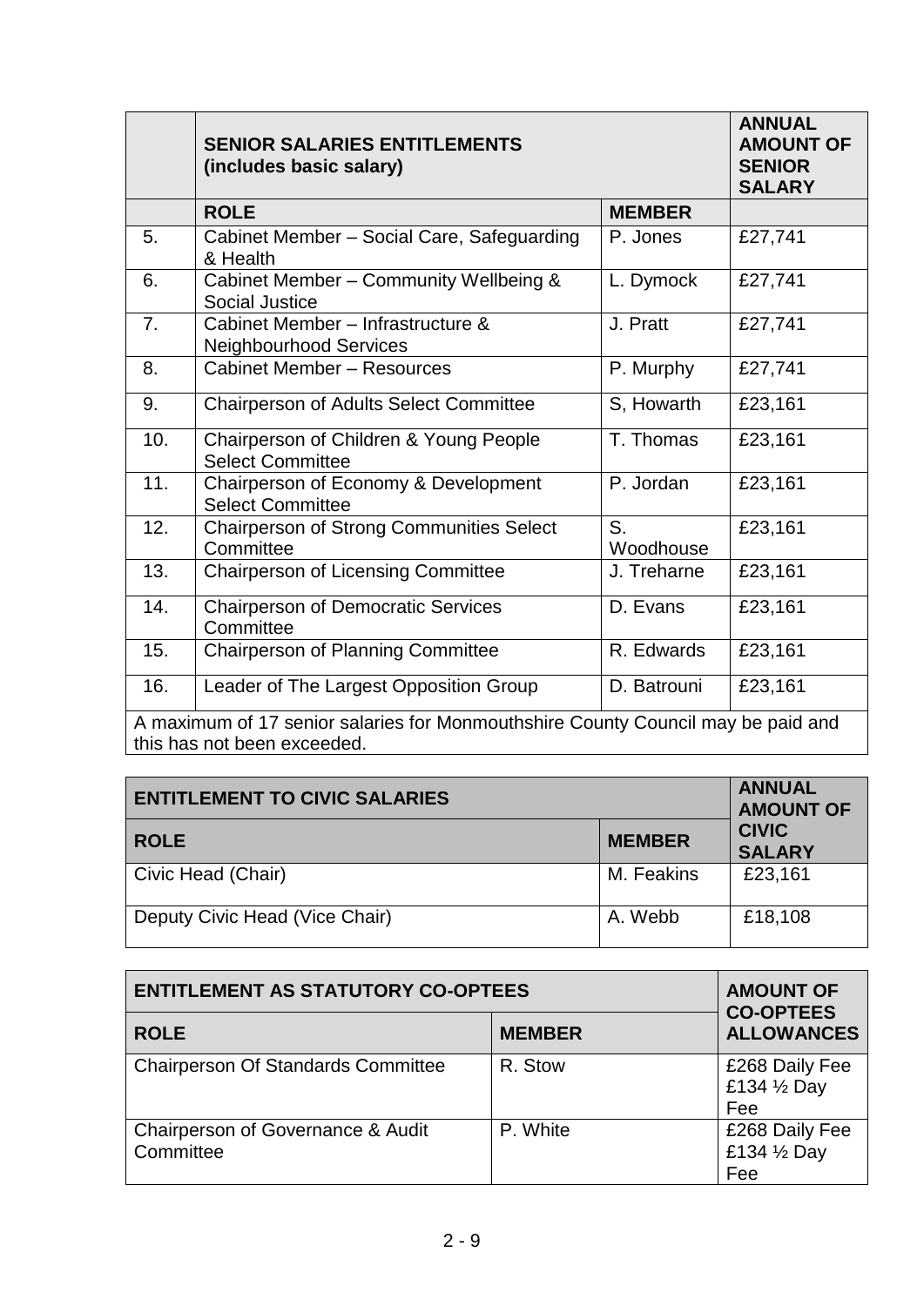| | SENIOR SALARIES ENTITLEMENTS (includes basic salary) | | ANNUAL AMOUNT OF SENIOR SALARY |
|---|---|---|---|
| | **ROLE** | **MEMBER** | |
| 5. | Cabinet Member – Social Care, Safeguarding & Health | P. Jones | £27,741 |
| 6. | Cabinet Member – Community Wellbeing & Social Justice | L. Dymock | £27,741 |
| 7. | Cabinet Member – Infrastructure & Neighbourhood Services | J. Pratt | £27,741 |
| 8. | Cabinet Member – Resources | P. Murphy | £27,741 |
| 9. | Chairperson of Adults Select Committee | S, Howarth | £23,161 |
| 10. | Chairperson of Children & Young People Select Committee | T. Thomas | £23,161 |
| 11. | Chairperson of Economy & Development Select Committee | P. Jordan | £23,161 |
| 12. | Chairperson of Strong Communities Select Committee | S. Woodhouse | £23,161 |
| 13. | Chairperson of Licensing Committee | J. Treharne | £23,161 |
| 14. | Chairperson of Democratic Services Committee | D. Evans | £23,161 |
| 15. | Chairperson of Planning Committee | R. Edwards | £23,161 |
| 16. | Leader of The Largest Opposition Group | D. Batrouni | £23,161 |
| A maximum of 17 senior salaries for Monmouthshire County Council may be paid and this has not been exceeded. | | | |

| ENTITLEMENT TO CIVIC SALARIES | | ANNUAL AMOUNT OF CIVIC SALARY |
|---|---|---|
| **ROLE** | **MEMBER** | |
| Civic Head (Chair) | M. Feakins | £23,161 |
| Deputy Civic Head (Vice Chair) | A. Webb | £18,108 |

| ENTITLEMENT AS STATUTORY CO-OPTEES | | AMOUNT OF CO-OPTEES ALLOWANCES |
|---|---|---|
| **ROLE** | **MEMBER** | |
| Chairperson Of Standards Committee | R. Stow | £268 Daily Fee £134 ½ Day Fee |
| Chairperson of Governance & Audit Committee | P. White | £268 Daily Fee £134 ½ Day Fee |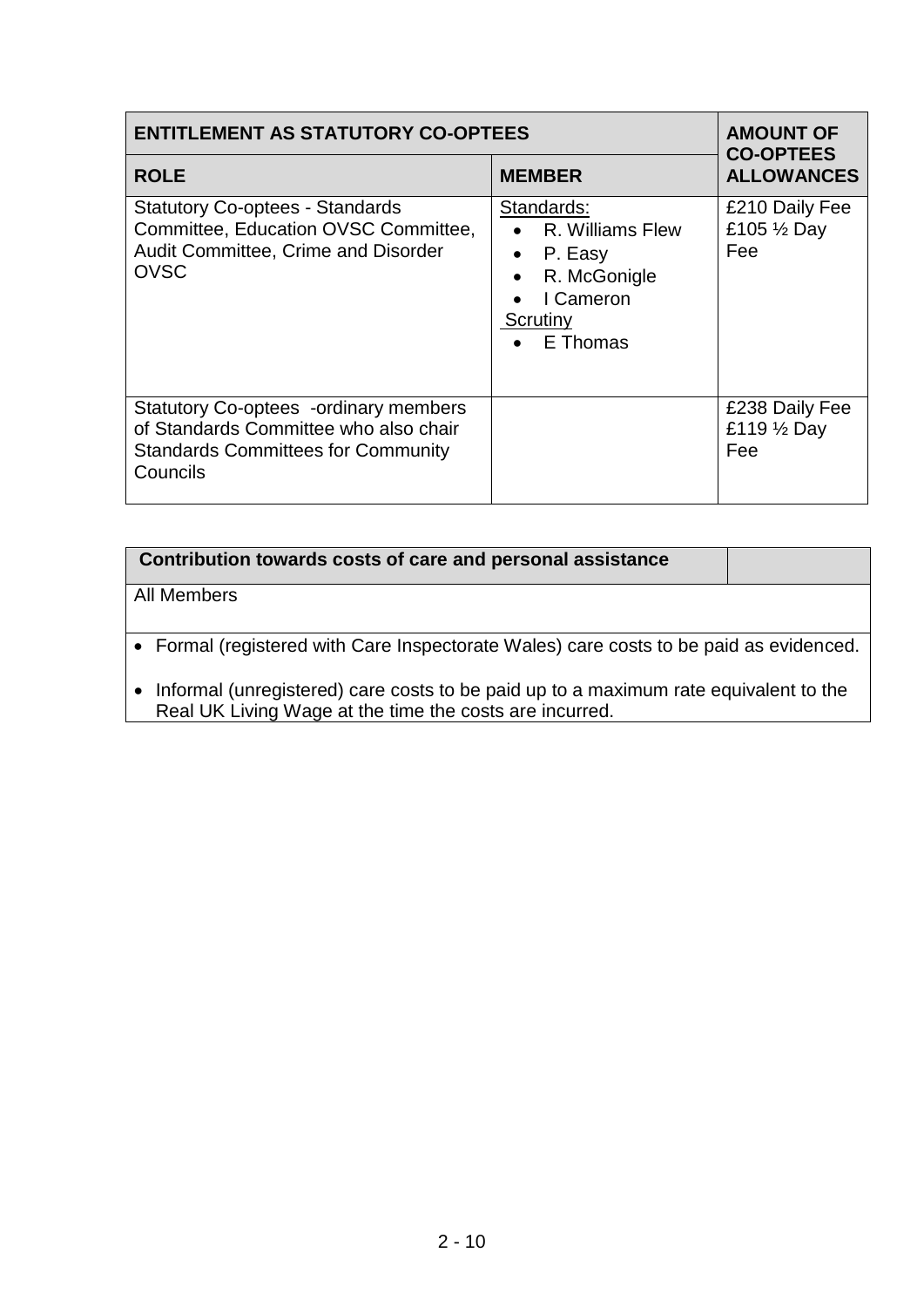| ENTITLEMENT AS STATUTORY CO-OPTEES | | AMOUNT OF CO-OPTEES ALLOWANCES |
| --- | --- | --- |
| **ROLE** | **MEMBER** | |
| Statutory Co-optees - Standards Committee, Education OVSC Committee, Audit Committee, Crime and Disorder OVSC | Standards:<br>• R. Williams Flew<br>• P. Easy<br>• R. McGonigle<br>• I Cameron<br>Scrutiny<br>• E Thomas | £210 Daily Fee<br>£105 ½ Day Fee |
| Statutory Co-optees -ordinary members of Standards Committee who also chair Standards Committees for Community Councils | | £238 Daily Fee<br>£119 ½ Day Fee |

| Contribution towards costs of care and personal assistance | |
| --- | --- |
| All Members | |

- Formal (registered with Care Inspectorate Wales) care costs to be paid as evidenced.
- Informal (unregistered) care costs to be paid up to a maximum rate equivalent to the Real UK Living Wage at the time the costs are incurred.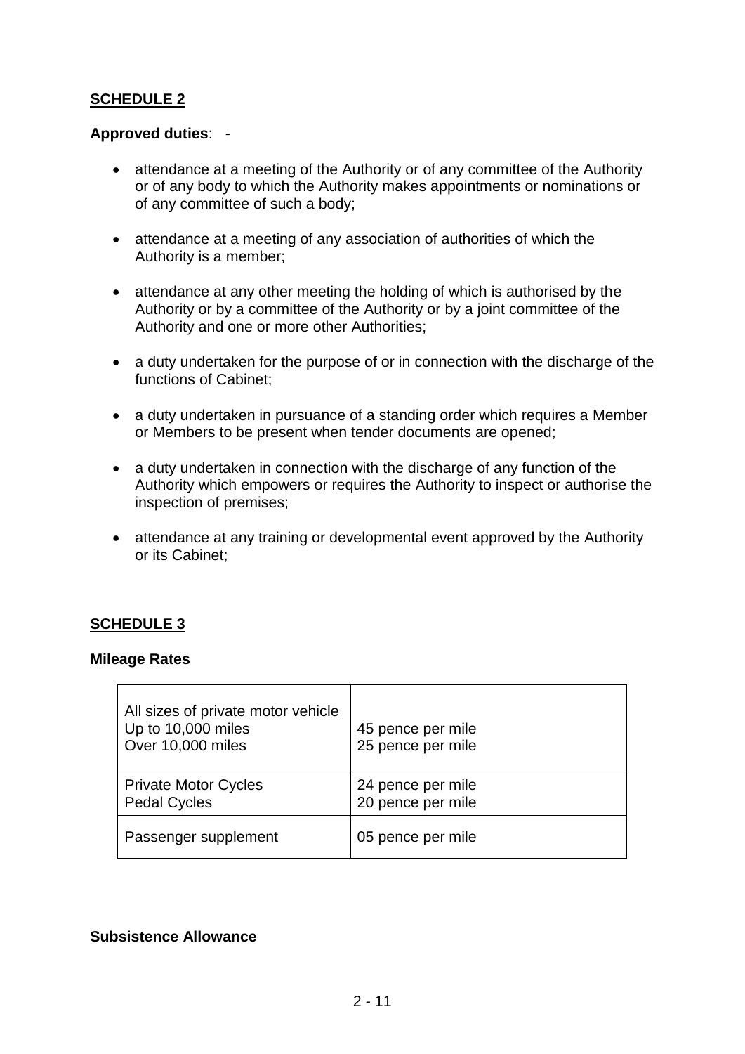## SCHEDULE 2

**Approved duties**: -

- attendance at a meeting of the Authority or of any committee of the Authority or of any body to which the Authority makes appointments or nominations or of any committee of such a body;
- attendance at a meeting of any association of authorities of which the Authority is a member;
- attendance at any other meeting the holding of which is authorised by the Authority or by a committee of the Authority or by a joint committee of the Authority and one or more other Authorities;
- a duty undertaken for the purpose of or in connection with the discharge of the functions of Cabinet;
- a duty undertaken in pursuance of a standing order which requires a Member or Members to be present when tender documents are opened;
- a duty undertaken in connection with the discharge of any function of the Authority which empowers or requires the Authority to inspect or authorise the inspection of premises;
- attendance at any training or developmental event approved by the Authority or its Cabinet;

## SCHEDULE 3

**Mileage Rates**

| | |
|---|---|
| All sizes of private motor vehicle<br>Up to 10,000 miles<br>Over 10,000 miles | <br>45 pence per mile<br>25 pence per mile |
| Private Motor Cycles<br>Pedal Cycles | 24 pence per mile<br>20 pence per mile |
| Passenger supplement | 05 pence per mile |

**Subsistence Allowance**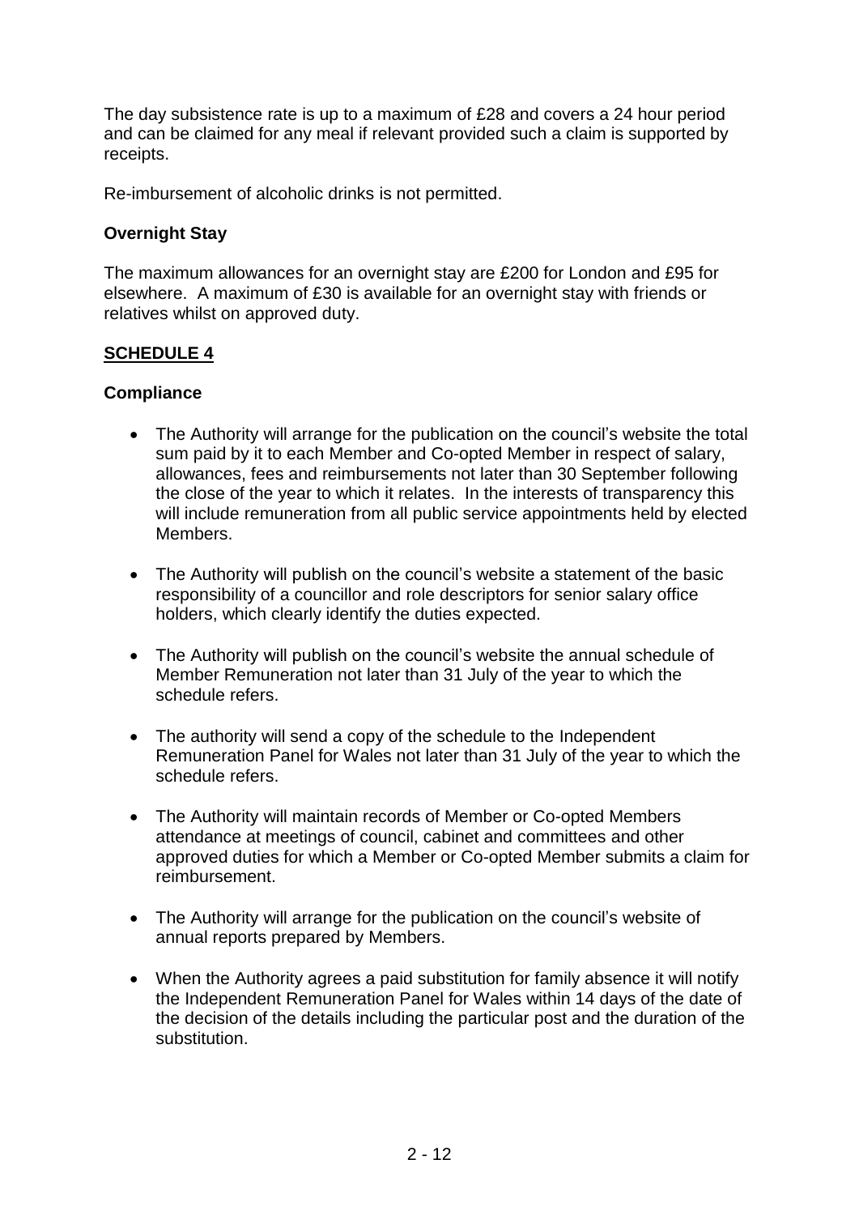The day subsistence rate is up to a maximum of £28 and covers a 24 hour period and can be claimed for any meal if relevant provided such a claim is supported by receipts.

Re-imbursement of alcoholic drinks is not permitted.

**Overnight Stay**

The maximum allowances for an overnight stay are £200 for London and £95 for elsewhere. A maximum of £30 is available for an overnight stay with friends or relatives whilst on approved duty.

## SCHEDULE 4

**Compliance**

- The Authority will arrange for the publication on the council's website the total sum paid by it to each Member and Co-opted Member in respect of salary, allowances, fees and reimbursements not later than 30 September following the close of the year to which it relates. In the interests of transparency this will include remuneration from all public service appointments held by elected Members.

- The Authority will publish on the council's website a statement of the basic responsibility of a councillor and role descriptors for senior salary office holders, which clearly identify the duties expected.

- The Authority will publish on the council's website the annual schedule of Member Remuneration not later than 31 July of the year to which the schedule refers.

- The authority will send a copy of the schedule to the Independent Remuneration Panel for Wales not later than 31 July of the year to which the schedule refers.

- The Authority will maintain records of Member or Co-opted Members attendance at meetings of council, cabinet and committees and other approved duties for which a Member or Co-opted Member submits a claim for reimbursement.

- The Authority will arrange for the publication on the council's website of annual reports prepared by Members.

- When the Authority agrees a paid substitution for family absence it will notify the Independent Remuneration Panel for Wales within 14 days of the date of the decision of the details including the particular post and the duration of the substitution.